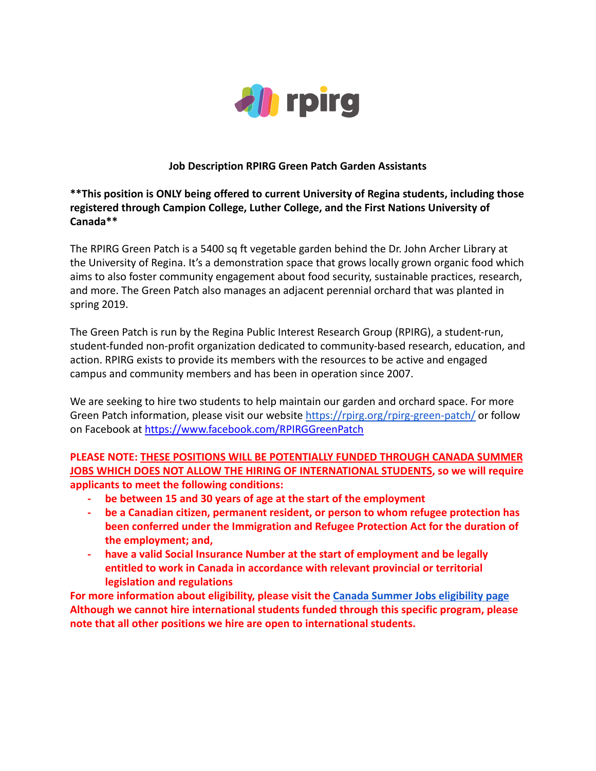rpirg

## Job Description RPIRG Green Patch Garden Assistants

****This position is ONLY being offered to current University of Regina students, including those registered through Campion College, Luther College, and the First Nations University of Canada****

The RPIRG Green Patch is a 5400 sq ft vegetable garden behind the Dr. John Archer Library at the University of Regina. It's a demonstration space that grows locally grown organic food which aims to also foster community engagement about food security, sustainable practices, research, and more. The Green Patch also manages an adjacent perennial orchard that was planted in spring 2019.

The Green Patch is run by the Regina Public Interest Research Group (RPIRG), a student-run, student-funded non-profit organization dedicated to community-based research, education, and action. RPIRG exists to provide its members with the resources to be active and engaged campus and community members and has been in operation since 2007.

We are seeking to hire two students to help maintain our garden and orchard space. For more Green Patch information, please visit our website [https://rpirg.org/rpirg-green-patch/](https://rpirg.org/rpirg-green-patch/) or follow on Facebook at [https://www.facebook.com/RPIRGGreenPatch](https://www.facebook.com/RPIRGGreenPatch)

**PLEASE NOTE: THESE POSITIONS WILL BE POTENTIALLY FUNDED THROUGH CANADA SUMMER JOBS WHICH DOES NOT ALLOW THE HIRING OF INTERNATIONAL STUDENTS, so we will require applicants to meet the following conditions:**

- **be between 15 and 30 years of age at the start of the employment**
- **be a Canadian citizen, permanent resident, or person to whom refugee protection has been conferred under the Immigration and Refugee Protection Act for the duration of the employment; and,**
- **have a valid Social Insurance Number at the start of employment and be legally entitled to work in Canada in accordance with relevant provincial or territorial legislation and regulations**

**For more information about eligibility, please visit the [Canada Summer Jobs eligibility page](Canada Summer Jobs eligibility page)**
**Although we cannot hire international students funded through this specific program, please note that all other positions we hire are open to international students.**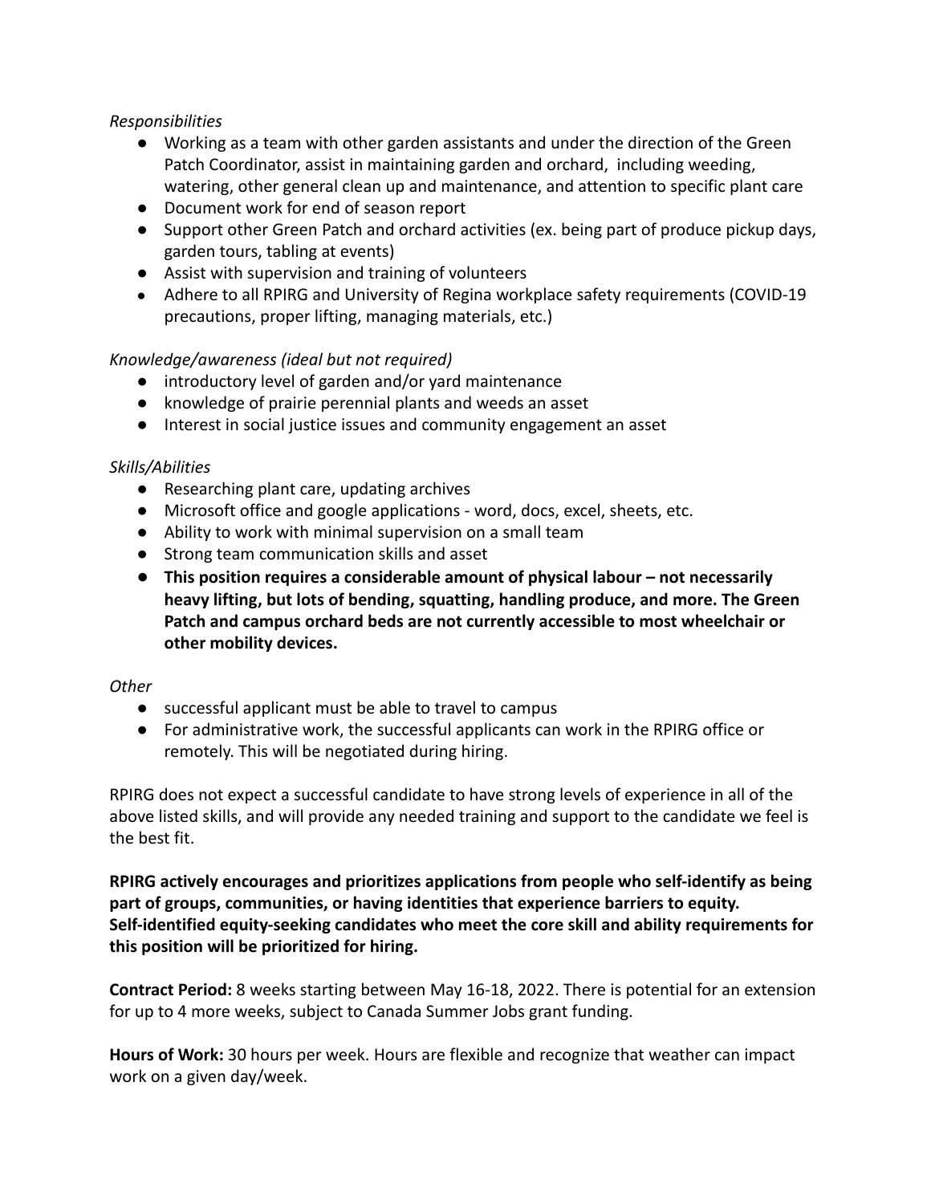*Responsibilities*

- Working as a team with other garden assistants and under the direction of the Green Patch Coordinator, assist in maintaining garden and orchard, including weeding, watering, other general clean up and maintenance, and attention to specific plant care
- Document work for end of season report
- Support other Green Patch and orchard activities (ex. being part of produce pickup days, garden tours, tabling at events)
- Assist with supervision and training of volunteers
- Adhere to all RPIRG and University of Regina workplace safety requirements (COVID-19 precautions, proper lifting, managing materials, etc.)

*Knowledge/awareness (ideal but not required)*

- introductory level of garden and/or yard maintenance
- knowledge of prairie perennial plants and weeds an asset
- Interest in social justice issues and community engagement an asset

*Skills/Abilities*

- Researching plant care, updating archives
- Microsoft office and google applications - word, docs, excel, sheets, etc.
- Ability to work with minimal supervision on a small team
- Strong team communication skills and asset
- **This position requires a considerable amount of physical labour – not necessarily heavy lifting, but lots of bending, squatting, handling produce, and more. The Green Patch and campus orchard beds are not currently accessible to most wheelchair or other mobility devices.**

*Other*

- successful applicant must be able to travel to campus
- For administrative work, the successful applicants can work in the RPIRG office or remotely. This will be negotiated during hiring.

RPIRG does not expect a successful candidate to have strong levels of experience in all of the above listed skills, and will provide any needed training and support to the candidate we feel is the best fit.

**RPIRG actively encourages and prioritizes applications from people who self-identify as being part of groups, communities, or having identities that experience barriers to equity. Self-identified equity-seeking candidates who meet the core skill and ability requirements for this position will be prioritized for hiring.**

**Contract Period:** 8 weeks starting between May 16-18, 2022. There is potential for an extension for up to 4 more weeks, subject to Canada Summer Jobs grant funding.

**Hours of Work:** 30 hours per week. Hours are flexible and recognize that weather can impact work on a given day/week.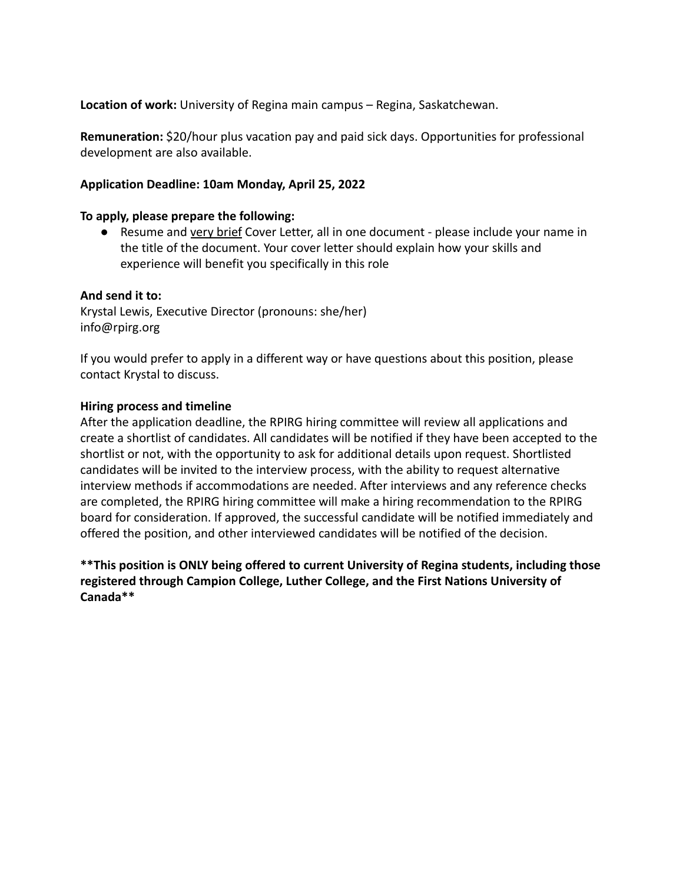**Location of work:** University of Regina main campus – Regina, Saskatchewan.

**Remuneration:** $20/hour plus vacation pay and paid sick days. Opportunities for professional development are also available.

**Application Deadline: 10am Monday, April 25, 2022**

**To apply, please prepare the following:**

- Resume and <u>very brief</u> Cover Letter, all in one document - please include your name in the title of the document. Your cover letter should explain how your skills and experience will benefit you specifically in this role

**And send it to:**

Krystal Lewis, Executive Director (pronouns: she/her)
info@rpirg.org

If you would prefer to apply in a different way or have questions about this position, please contact Krystal to discuss.

**Hiring process and timeline**

After the application deadline, the RPIRG hiring committee will review all applications and create a shortlist of candidates. All candidates will be notified if they have been accepted to the shortlist or not, with the opportunity to ask for additional details upon request. Shortlisted candidates will be invited to the interview process, with the ability to request alternative interview methods if accommodations are needed. After interviews and any reference checks are completed, the RPIRG hiring committee will make a hiring recommendation to the RPIRG board for consideration. If approved, the successful candidate will be notified immediately and offered the position, and other interviewed candidates will be notified of the decision.

**\*\*This position is ONLY being offered to current University of Regina students, including those registered through Campion College, Luther College, and the First Nations University of Canada\*\***